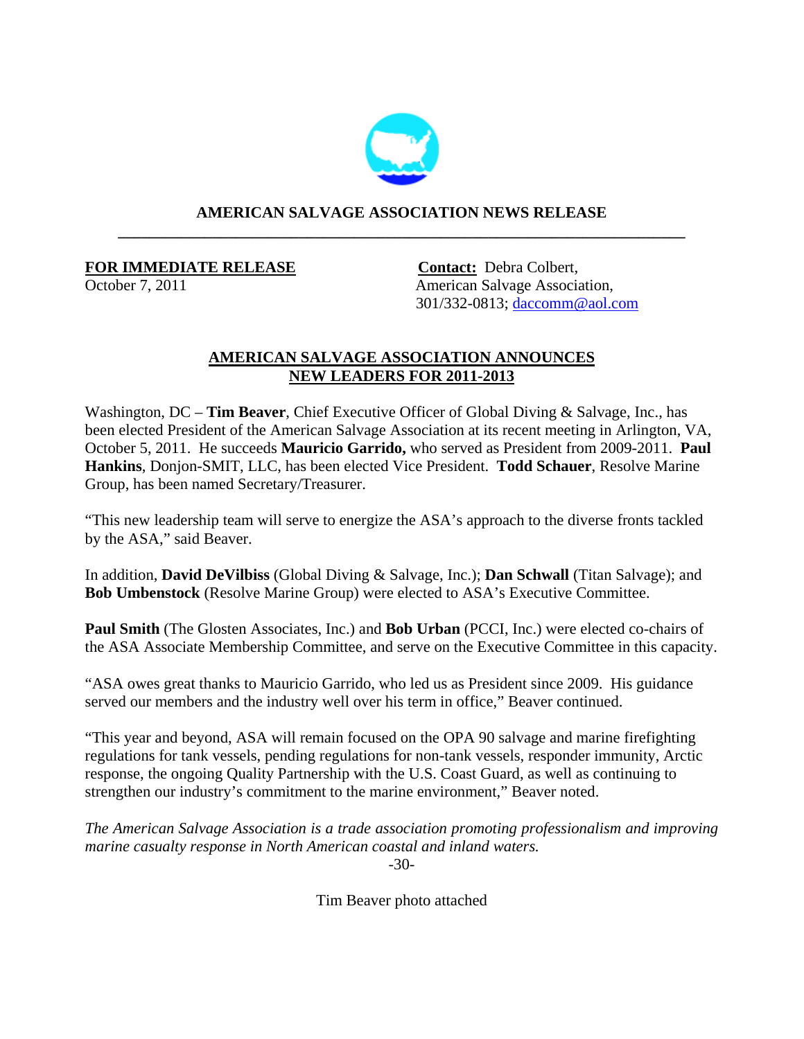# AMERICAN SALVAGE ASSOCIATION NEWS RELEASE

---

**FOR IMMEDIATE RELEASE**
October 7, 2011

**Contact:** Debra Colbert,
American Salvage Association,
301/332-0813; daccomm@aol.com

## AMERICAN SALVAGE ASSOCIATION ANNOUNCES NEW LEADERS FOR 2011-2013

Washington, DC – **Tim Beaver**, Chief Executive Officer of Global Diving & Salvage, Inc., has been elected President of the American Salvage Association at its recent meeting in Arlington, VA, October 5, 2011. He succeeds **Mauricio Garrido,** who served as President from 2009-2011. **Paul Hankins**, Donjon-SMIT, LLC, has been elected Vice President. **Todd Schauer**, Resolve Marine Group, has been named Secretary/Treasurer.

"This new leadership team will serve to energize the ASA's approach to the diverse fronts tackled by the ASA," said Beaver.

In addition, **David DeVilbiss** (Global Diving & Salvage, Inc.); **Dan Schwall** (Titan Salvage); and **Bob Umbenstock** (Resolve Marine Group) were elected to ASA's Executive Committee.

**Paul Smith** (The Glosten Associates, Inc.) and **Bob Urban** (PCCI, Inc.) were elected co-chairs of the ASA Associate Membership Committee, and serve on the Executive Committee in this capacity.

"ASA owes great thanks to Mauricio Garrido, who led us as President since 2009. His guidance served our members and the industry well over his term in office," Beaver continued.

"This year and beyond, ASA will remain focused on the OPA 90 salvage and marine firefighting regulations for tank vessels, pending regulations for non-tank vessels, responder immunity, Arctic response, the ongoing Quality Partnership with the U.S. Coast Guard, as well as continuing to strengthen our industry's commitment to the marine environment," Beaver noted.

*The American Salvage Association is a trade association promoting professionalism and improving marine casualty response in North American coastal and inland waters.*

-30-

Tim Beaver photo attached